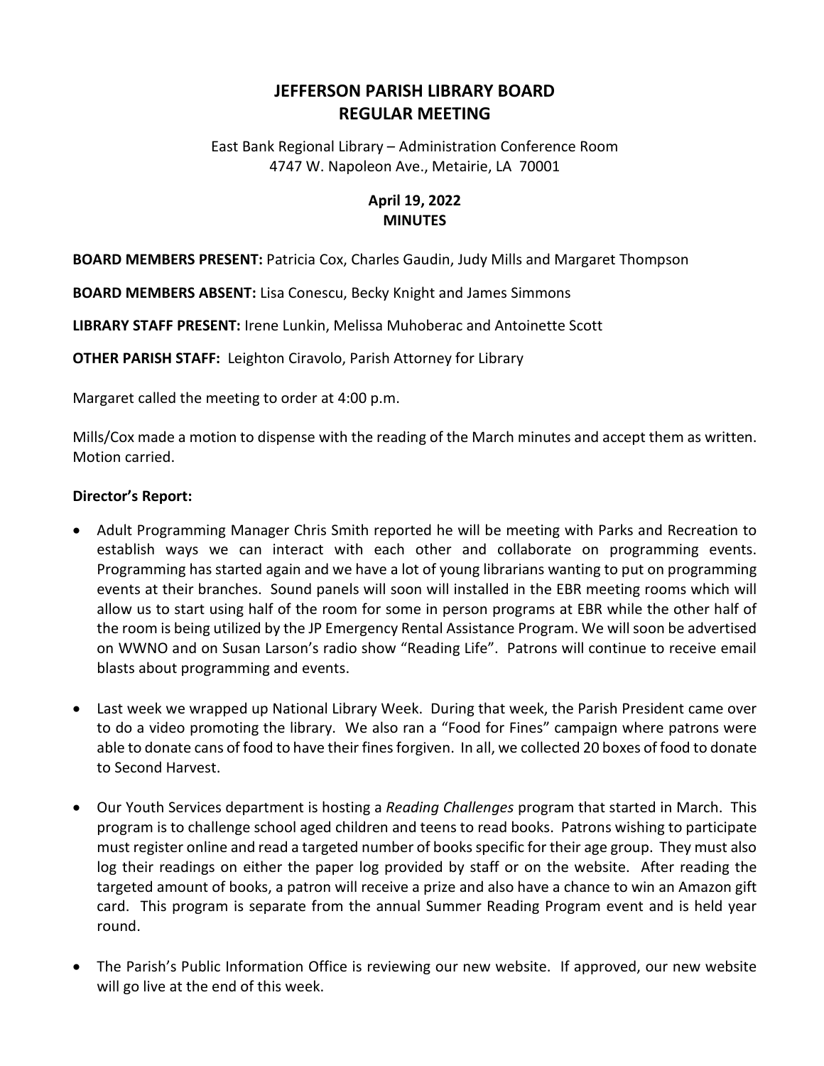# JEFFERSON PARISH LIBRARY BOARD
# REGULAR MEETING

East Bank Regional Library – Administration Conference Room
4747 W. Napoleon Ave., Metairie, LA 70001

**April 19, 2022**
**MINUTES**

**BOARD MEMBERS PRESENT:** Patricia Cox, Charles Gaudin, Judy Mills and Margaret Thompson

**BOARD MEMBERS ABSENT:** Lisa Conescu, Becky Knight and James Simmons

**LIBRARY STAFF PRESENT:** Irene Lunkin, Melissa Muhoberac and Antoinette Scott

**OTHER PARISH STAFF:** Leighton Ciravolo, Parish Attorney for Library

Margaret called the meeting to order at 4:00 p.m.

Mills/Cox made a motion to dispense with the reading of the March minutes and accept them as written. Motion carried.

**Director's Report:**

- Adult Programming Manager Chris Smith reported he will be meeting with Parks and Recreation to establish ways we can interact with each other and collaborate on programming events. Programming has started again and we have a lot of young librarians wanting to put on programming events at their branches. Sound panels will soon will installed in the EBR meeting rooms which will allow us to start using half of the room for some in person programs at EBR while the other half of the room is being utilized by the JP Emergency Rental Assistance Program. We will soon be advertised on WWNO and on Susan Larson's radio show "Reading Life". Patrons will continue to receive email blasts about programming and events.

- Last week we wrapped up National Library Week. During that week, the Parish President came over to do a video promoting the library. We also ran a "Food for Fines" campaign where patrons were able to donate cans of food to have their fines forgiven. In all, we collected 20 boxes of food to donate to Second Harvest.

- Our Youth Services department is hosting a *Reading Challenges* program that started in March. This program is to challenge school aged children and teens to read books. Patrons wishing to participate must register online and read a targeted number of books specific for their age group. They must also log their readings on either the paper log provided by staff or on the website. After reading the targeted amount of books, a patron will receive a prize and also have a chance to win an Amazon gift card. This program is separate from the annual Summer Reading Program event and is held year round.

- The Parish's Public Information Office is reviewing our new website. If approved, our new website will go live at the end of this week.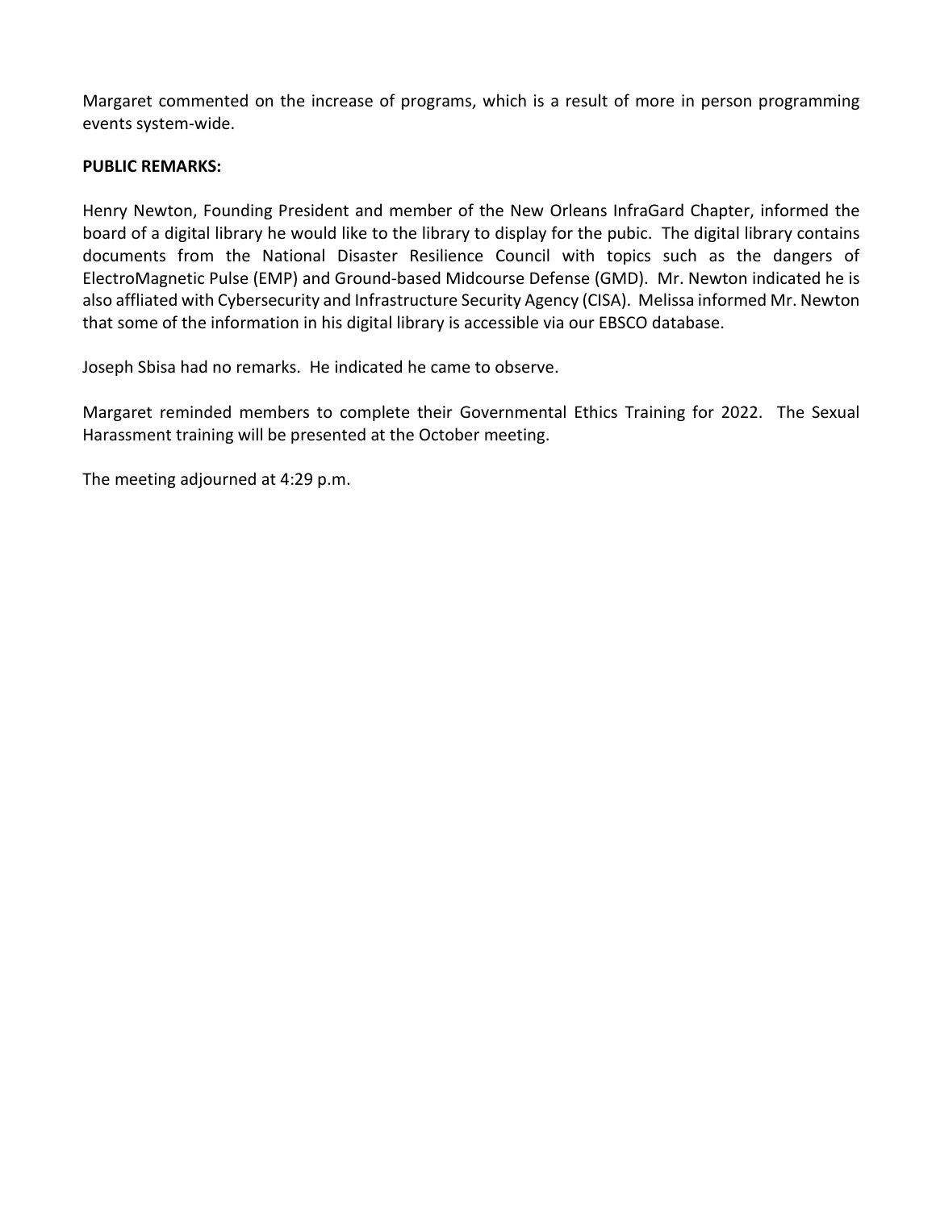Margaret commented on the increase of programs, which is a result of more in person programming events system-wide.

**PUBLIC REMARKS:**

Henry Newton, Founding President and member of the New Orleans InfraGard Chapter, informed the board of a digital library he would like to the library to display for the pubic. The digital library contains documents from the National Disaster Resilience Council with topics such as the dangers of ElectroMagnetic Pulse (EMP) and Ground-based Midcourse Defense (GMD). Mr. Newton indicated he is also affliated with Cybersecurity and Infrastructure Security Agency (CISA). Melissa informed Mr. Newton that some of the information in his digital library is accessible via our EBSCO database.

Joseph Sbisa had no remarks. He indicated he came to observe.

Margaret reminded members to complete their Governmental Ethics Training for 2022. The Sexual Harassment training will be presented at the October meeting.

The meeting adjourned at 4:29 p.m.